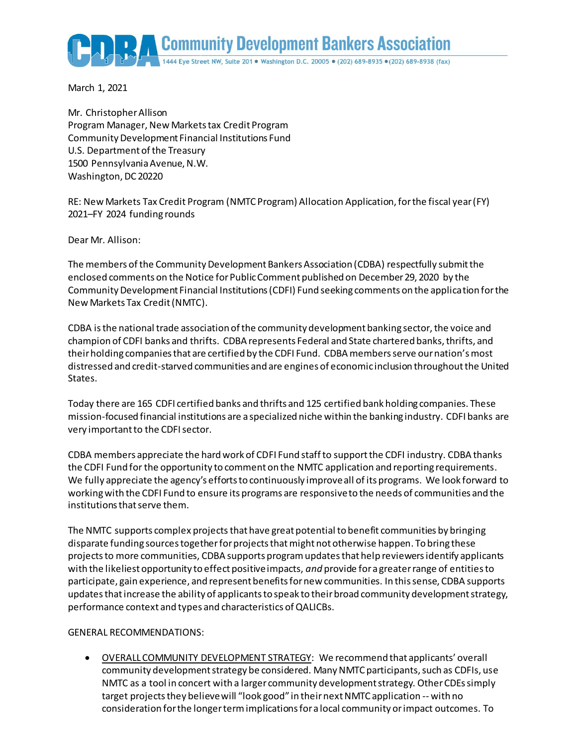# CDBA Community Development Bankers Association

1444 Eye Street NW, Suite 201 • Washington D.C. 20005 • (202) 689-8935 • (202) 689-8938 (fax)

March 1, 2021

Mr. Christopher Allison
Program Manager, New Markets tax Credit Program
Community Development Financial Institutions Fund
U.S. Department of the Treasury
1500 Pennsylvania Avenue, N.W.
Washington, DC 20220

RE: New Markets Tax Credit Program (NMTC Program) Allocation Application, for the fiscal year (FY) 2021–FY 2024 funding rounds

Dear Mr. Allison:

The members of the Community Development Bankers Association (CDBA) respectfully submit the enclosed comments on the Notice for Public Comment published on December 29, 2020 by the Community Development Financial Institutions (CDFI) Fund seeking comments on the application for the New Markets Tax Credit (NMTC).

CDBA is the national trade association of the community development banking sector, the voice and champion of CDFI banks and thrifts. CDBA represents Federal and State chartered banks, thrifts, and their holding companies that are certified by the CDFI Fund. CDBA members serve our nation's most distressed and credit-starved communities and are engines of economic inclusion throughout the United States.

Today there are 165 CDFI certified banks and thrifts and 125 certified bank holding companies. These mission-focused financial institutions are a specialized niche within the banking industry. CDFI banks are very important to the CDFI sector.

CDBA members appreciate the hard work of CDFI Fund staff to support the CDFI industry. CDBA thanks the CDFI Fund for the opportunity to comment on the NMTC application and reporting requirements. We fully appreciate the agency's efforts to continuously improve all of its programs. We look forward to working with the CDFI Fund to ensure its programs are responsive to the needs of communities and the institutions that serve them.

The NMTC supports complex projects that have great potential to benefit communities by bringing disparate funding sources together for projects that might not otherwise happen. To bring these projects to more communities, CDBA supports program updates that help reviewers identify applicants with the likeliest opportunity to effect positive impacts, *and* provide for a greater range of entities to participate, gain experience, and represent benefits for new communities. In this sense, CDBA supports updates that increase the ability of applicants to speak to their broad community development strategy, performance context and types and characteristics of QALICBs.

GENERAL RECOMMENDATIONS:

- <u>OVERALL COMMUNITY DEVELOPMENT STRATEGY</u>: We recommend that applicants' overall community development strategy be considered. Many NMTC participants, such as CDFIs, use NMTC as a tool in concert with a larger community development strategy. Other CDEs simply target projects they believe will "look good" in their next NMTC application -- with no consideration for the longer term implications for a local community or impact outcomes. To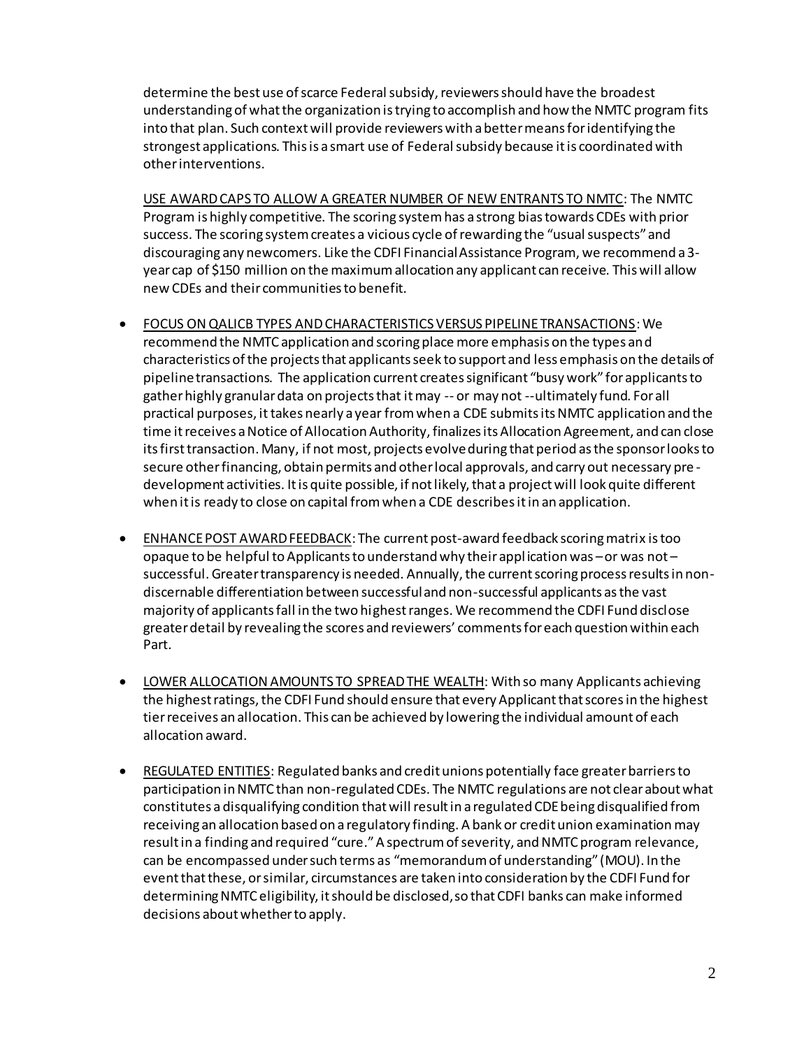determine the best use of scarce Federal subsidy, reviewers should have the broadest understanding of what the organization is trying to accomplish and how the NMTC program fits into that plan. Such context will provide reviewers with a better means for identifying the strongest applications. This is a smart use of Federal subsidy because it is coordinated with other interventions.

USE AWARD CAPS TO ALLOW A GREATER NUMBER OF NEW ENTRANTS TO NMTC: The NMTC Program is highly competitive. The scoring system has a strong bias towards CDEs with prior success. The scoring system creates a vicious cycle of rewarding the "usual suspects" and discouraging any newcomers. Like the CDFI Financial Assistance Program, we recommend a 3-year cap of $150 million on the maximum allocation any applicant can receive. This will allow new CDEs and their communities to benefit.

- FOCUS ON QALICB TYPES AND CHARACTERISTICS VERSUS PIPELINE TRANSACTIONS: We recommend the NMTC application and scoring place more emphasis on the types and characteristics of the projects that applicants seek to support and less emphasis on the details of pipeline transactions. The application current creates significant "busy work" for applicants to gather highly granular data on projects that it may -- or may not --ultimately fund. For all practical purposes, it takes nearly a year from when a CDE submits its NMTC application and the time it receives a Notice of Allocation Authority, finalizes its Allocation Agreement, and can close its first transaction. Many, if not most, projects evolve during that period as the sponsor looks to secure other financing, obtain permits and other local approvals, and carry out necessary pre-development activities. It is quite possible, if not likely, that a project will look quite different when it is ready to close on capital from when a CDE describes it in an application.

- ENHANCE POST AWARD FEEDBACK: The current post-award feedback scoring matrix is too opaque to be helpful to Applicants to understand why their application was – or was not – successful. Greater transparency is needed. Annually, the current scoring process results in non-discernable differentiation between successful and non-successful applicants as the vast majority of applicants fall in the two highest ranges. We recommend the CDFI Fund disclose greater detail by revealing the scores and reviewers' comments for each question within each Part.

- LOWER ALLOCATION AMOUNTS TO SPREAD THE WEALTH: With so many Applicants achieving the highest ratings, the CDFI Fund should ensure that every Applicant that scores in the highest tier receives an allocation. This can be achieved by lowering the individual amount of each allocation award.

- REGULATED ENTITIES: Regulated banks and credit unions potentially face greater barriers to participation in NMTC than non-regulated CDEs. The NMTC regulations are not clear about what constitutes a disqualifying condition that will result in a regulated CDE being disqualified from receiving an allocation based on a regulatory finding. A bank or credit union examination may result in a finding and required "cure." A spectrum of severity, and NMTC program relevance, can be encompassed under such terms as "memorandum of understanding" (MOU). In the event that these, or similar, circumstances are taken into consideration by the CDFI Fund for determining NMTC eligibility, it should be disclosed, so that CDFI banks can make informed decisions about whether to apply.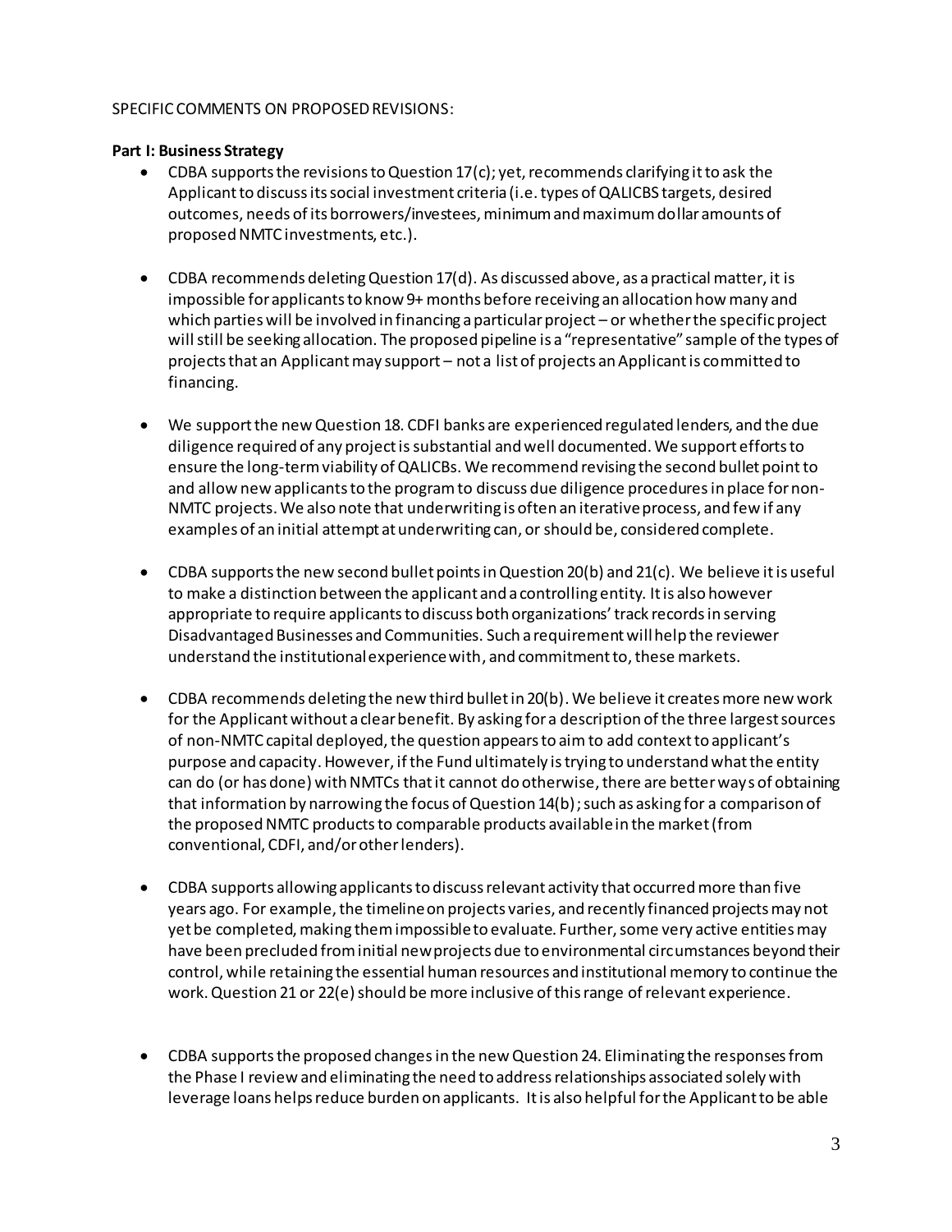SPECIFIC COMMENTS ON PROPOSED REVISIONS:

**Part I: Business Strategy**

- CDBA supports the revisions to Question 17(c); yet, recommends clarifying it to ask the Applicant to discuss its social investment criteria (i.e. types of QALICBS targets, desired outcomes, needs of its borrowers/investees, minimum and maximum dollar amounts of proposed NMTC investments, etc.).

- CDBA recommends deleting Question 17(d). As discussed above, as a practical matter, it is impossible for applicants to know 9+ months before receiving an allocation how many and which parties will be involved in financing a particular project – or whether the specific project will still be seeking allocation. The proposed pipeline is a "representative" sample of the types of projects that an Applicant may support – not a list of projects an Applicant is committed to financing.

- We support the new Question 18. CDFI banks are experienced regulated lenders, and the due diligence required of any project is substantial and well documented. We support efforts to ensure the long-term viability of QALICBs. We recommend revising the second bullet point to and allow new applicants to the program to discuss due diligence procedures in place for non-NMTC projects. We also note that underwriting is often an iterative process, and few if any examples of an initial attempt at underwriting can, or should be, considered complete.

- CDBA supports the new second bullet points in Question 20(b) and 21(c). We believe it is useful to make a distinction between the applicant and a controlling entity. It is also however appropriate to require applicants to discuss both organizations' track records in serving Disadvantaged Businesses and Communities. Such a requirement will help the reviewer understand the institutional experience with, and commitment to, these markets.

- CDBA recommends deleting the new third bullet in 20(b). We believe it creates more new work for the Applicant without a clear benefit. By asking for a description of the three largest sources of non-NMTC capital deployed, the question appears to aim to add context to applicant's purpose and capacity. However, if the Fund ultimately is trying to understand what the entity can do (or has done) with NMTCs that it cannot do otherwise, there are better ways of obtaining that information by narrowing the focus of Question 14(b); such as asking for a comparison of the proposed NMTC products to comparable products available in the market (from conventional, CDFI, and/or other lenders).

- CDBA supports allowing applicants to discuss relevant activity that occurred more than five years ago. For example, the timeline on projects varies, and recently financed projects may not yet be completed, making them impossible to evaluate. Further, some very active entities may have been precluded from initial new projects due to environmental circumstances beyond their control, while retaining the essential human resources and institutional memory to continue the work. Question 21 or 22(e) should be more inclusive of this range of relevant experience.

- CDBA supports the proposed changes in the new Question 24. Eliminating the responses from the Phase I review and eliminating the need to address relationships associated solely with leverage loans helps reduce burden on applicants. It is also helpful for the Applicant to be able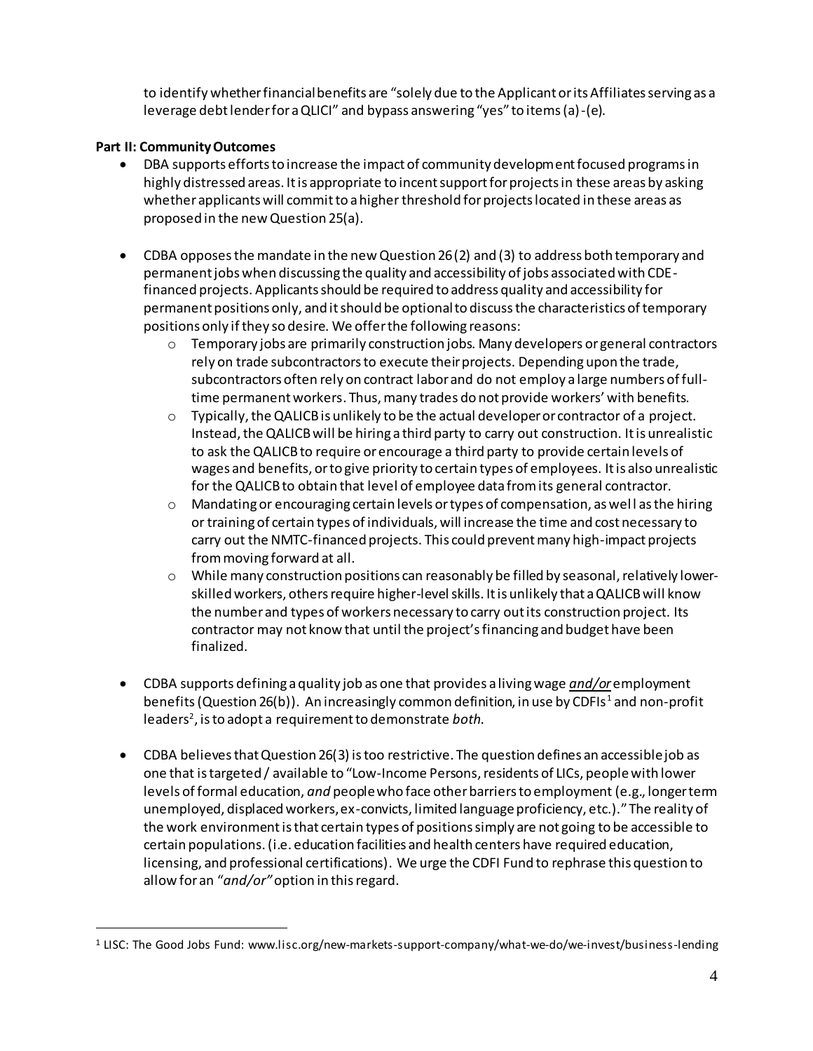to identify whether financial benefits are "solely due to the Applicant or its Affiliates serving as a leverage debt lender for a QLICI" and bypass answering "yes" to items (a)-(e).

**Part II: Community Outcomes**

- DBA supports efforts to increase the impact of community development focused programs in highly distressed areas. It is appropriate to incent support for projects in these areas by asking whether applicants will commit to a higher threshold for projects located in these areas as proposed in the new Question 25(a).

- CDBA opposes the mandate in the new Question 26(2) and (3) to address both temporary and permanent jobs when discussing the quality and accessibility of jobs associated with CDE-financed projects. Applicants should be required to address quality and accessibility for permanent positions only, and it should be optional to discuss the characteristics of temporary positions only if they so desire. We offer the following reasons:
  - Temporary jobs are primarily construction jobs. Many developers or general contractors rely on trade subcontractors to execute their projects. Depending upon the trade, subcontractors often rely on contract labor and do not employ a large numbers of full-time permanent workers. Thus, many trades do not provide workers' with benefits.
  - Typically, the QALICB is unlikely to be the actual developer or contractor of a project. Instead, the QALICB will be hiring a third party to carry out construction. It is unrealistic to ask the QALICB to require or encourage a third party to provide certain levels of wages and benefits, or to give priority to certain types of employees. It is also unrealistic for the QALICB to obtain that level of employee data from its general contractor.
  - Mandating or encouraging certain levels or types of compensation, as well as the hiring or training of certain types of individuals, will increase the time and cost necessary to carry out the NMTC-financed projects. This could prevent many high-impact projects from moving forward at all.
  - While many construction positions can reasonably be filled by seasonal, relatively lower-skilled workers, others require higher-level skills. It is unlikely that a QALICB will know the number and types of workers necessary to carry out its construction project. Its contractor may not know that until the project's financing and budget have been finalized.

- CDBA supports defining a quality job as one that provides a living wage ***and/or*** employment benefits (Question 26(b)). An increasingly common definition, in use by CDFIs[1] and non-profit leaders[2], is to adopt a requirement to demonstrate *both*.

- CDBA believes that Question 26(3) is too restrictive. The question defines an accessible job as one that is targeted / available to "Low-Income Persons, residents of LICs, people with lower levels of formal education, *and* people who face other barriers to employment (e.g., longer term unemployed, displaced workers, ex-convicts, limited language proficiency, etc.)." The reality of the work environment is that certain types of positions simply are not going to be accessible to certain populations. (i.e. education facilities and health centers have required education, licensing, and professional certifications). We urge the CDFI Fund to rephrase this question to allow for an "*and/or"* option in this regard.

---

[1] LISC: The Good Jobs Fund: www.lisc.org/new-markets-support-company/what-we-do/we-invest/business-lending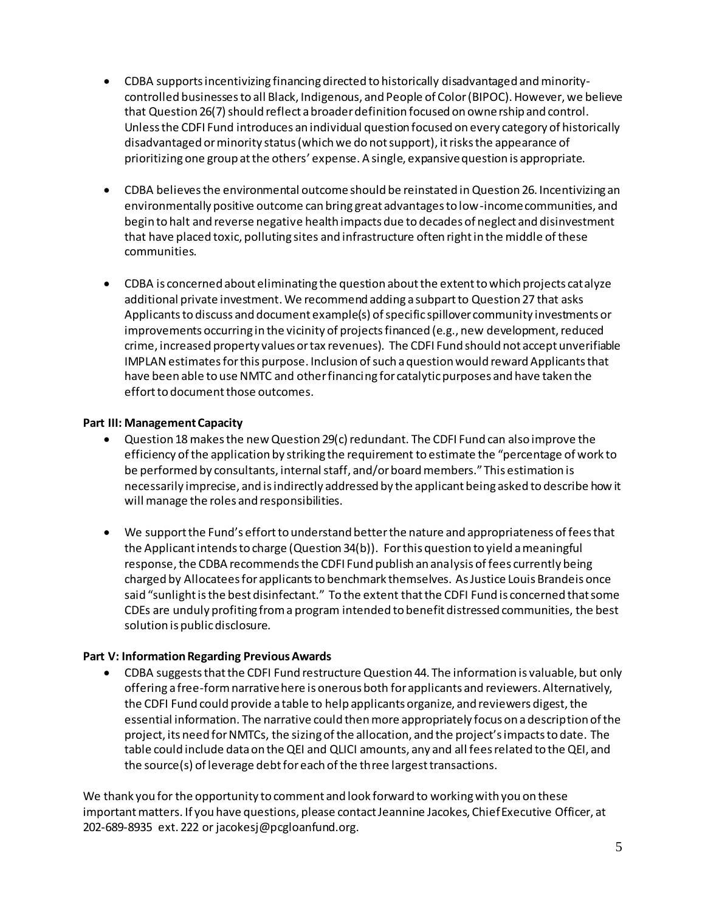- CDBA supports incentivizing financing directed to historically disadvantaged and minority-controlled businesses to all Black, Indigenous, and People of Color (BIPOC). However, we believe that Question 26(7) should reflect a broader definition focused on ownership and control. Unless the CDFI Fund introduces an individual question focused on every category of historically disadvantaged or minority status (which we do not support), it risks the appearance of prioritizing one group at the others' expense. A single, expansive question is appropriate.

- CDBA believes the environmental outcome should be reinstated in Question 26. Incentivizing an environmentally positive outcome can bring great advantages to low-income communities, and begin to halt and reverse negative health impacts due to decades of neglect and disinvestment that have placed toxic, polluting sites and infrastructure often right in the middle of these communities.

- CDBA is concerned about eliminating the question about the extent to which projects catalyze additional private investment. We recommend adding a subpart to Question 27 that asks Applicants to discuss and document example(s) of specific spillover community investments or improvements occurring in the vicinity of projects financed (e.g., new development, reduced crime, increased property values or tax revenues). The CDFI Fund should not accept unverifiable IMPLAN estimates for this purpose. Inclusion of such a question would reward Applicants that have been able to use NMTC and other financing for catalytic purposes and have taken the effort to document those outcomes.

**Part III: Management Capacity**

- Question 18 makes the new Question 29(c) redundant. The CDFI Fund can also improve the efficiency of the application by striking the requirement to estimate the "percentage of work to be performed by consultants, internal staff, and/or board members." This estimation is necessarily imprecise, and is indirectly addressed by the applicant being asked to describe how it will manage the roles and responsibilities.

- We support the Fund's effort to understand better the nature and appropriateness of fees that the Applicant intends to charge (Question 34(b)). For this question to yield a meaningful response, the CDBA recommends the CDFI Fund publish an analysis of fees currently being charged by Allocatees for applicants to benchmark themselves. As Justice Louis Brandeis once said "sunlight is the best disinfectant." To the extent that the CDFI Fund is concerned that some CDEs are unduly profiting from a program intended to benefit distressed communities, the best solution is public disclosure.

**Part V: Information Regarding Previous Awards**

- CDBA suggests that the CDFI Fund restructure Question 44. The information is valuable, but only offering a free-form narrative here is onerous both for applicants and reviewers. Alternatively, the CDFI Fund could provide a table to help applicants organize, and reviewers digest, the essential information. The narrative could then more appropriately focus on a description of the project, its need for NMTCs, the sizing of the allocation, and the project's impacts to date. The table could include data on the QEI and QLICI amounts, any and all fees related to the QEI, and the source(s) of leverage debt for each of the three largest transactions.

We thank you for the opportunity to comment and look forward to working with you on these important matters. If you have questions, please contact Jeannine Jacokes, Chief Executive Officer, at 202-689-8935 ext. 222 or jacokesj@pcgloanfund.org.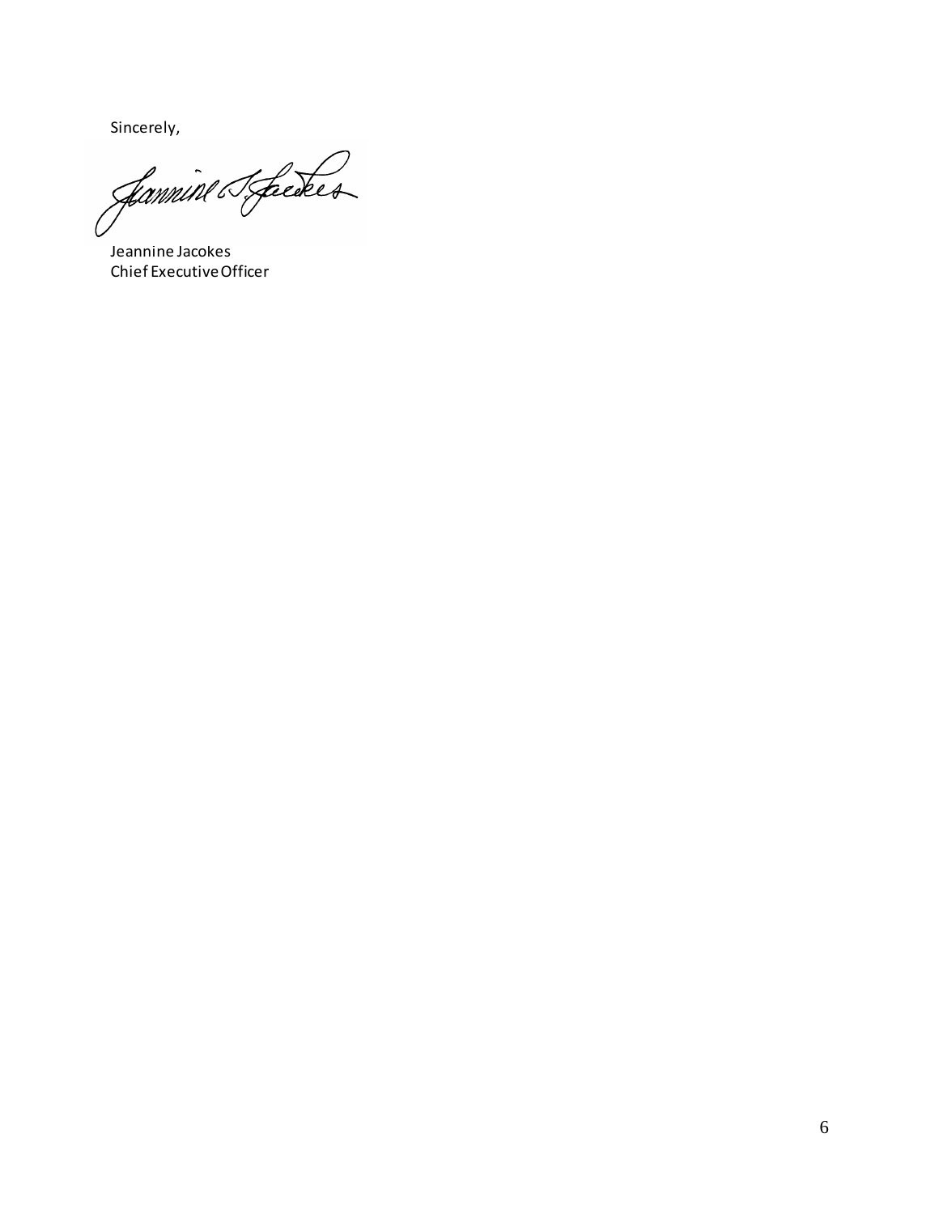Sincerely,

Jeannine Jacokes  
Chief Executive Officer